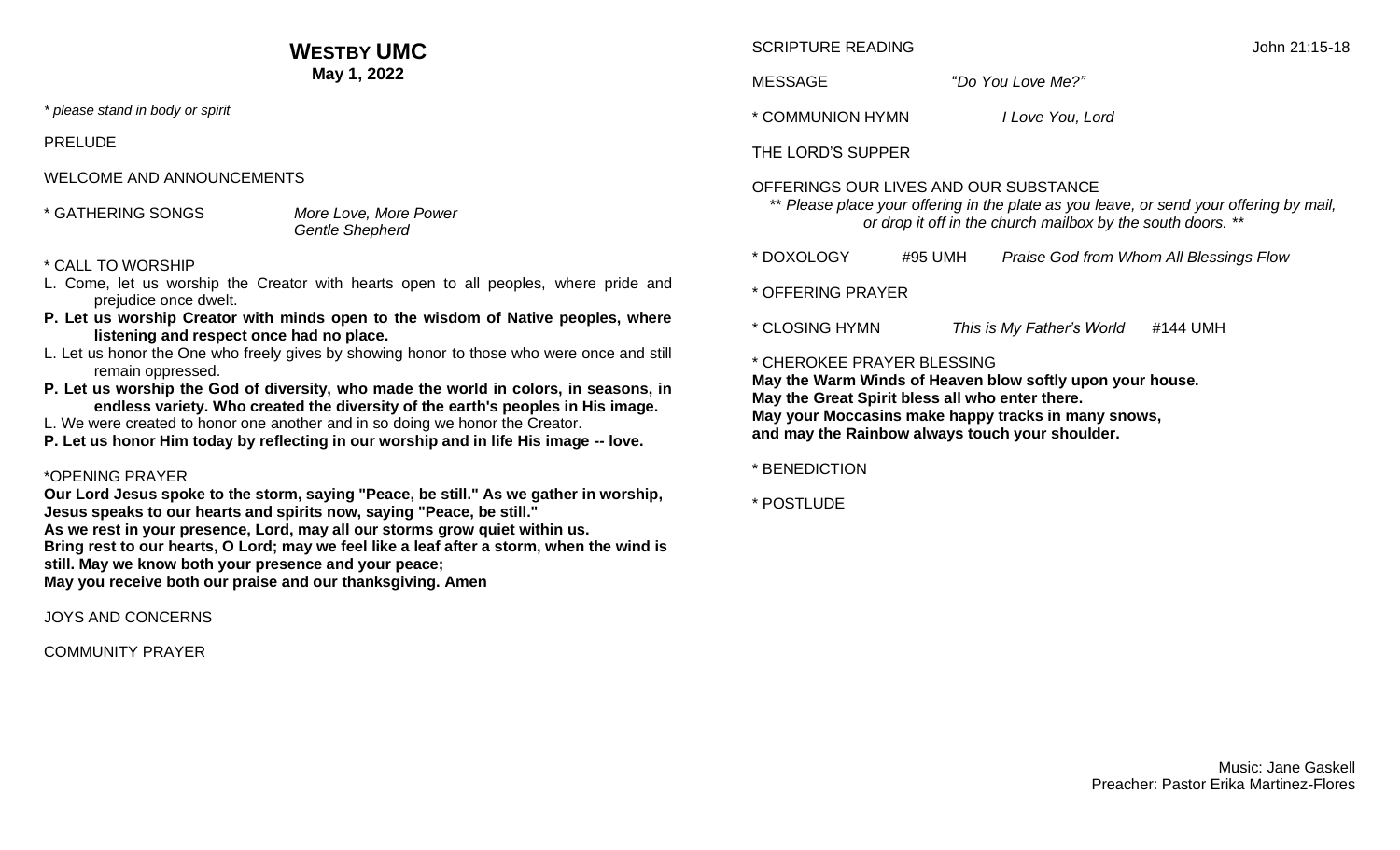# WESTBY UMC

**May 1, 2022**

*\* please stand in body or spirit*

PRELUDE

WELCOME AND ANNOUNCEMENTS

\* GATHERING SONGS *More Love, More Power*
*Gentle Shepherd*

\* CALL TO WORSHIP

L. Come, let us worship the Creator with hearts open to all peoples, where pride and prejudice once dwelt.

**P. Let us worship Creator with minds open to the wisdom of Native peoples, where listening and respect once had no place.**

L. Let us honor the One who freely gives by showing honor to those who were once and still remain oppressed.

**P. Let us worship the God of diversity, who made the world in colors, in seasons, in endless variety. Who created the diversity of the earth's peoples in His image.**

L. We were created to honor one another and in so doing we honor the Creator.

**P. Let us honor Him today by reflecting in our worship and in life His image -- love.**

\*OPENING PRAYER

**Our Lord Jesus spoke to the storm, saying "Peace, be still." As we gather in worship, Jesus speaks to our hearts and spirits now, saying "Peace, be still."**
**As we rest in your presence, Lord, may all our storms grow quiet within us.**
**Bring rest to our hearts, O Lord; may we feel like a leaf after a storm, when the wind is still. May we know both your presence and your peace;**
**May you receive both our praise and our thanksgiving. Amen**

JOYS AND CONCERNS

COMMUNITY PRAYER

SCRIPTURE READING John 21:15-18

MESSAGE "*Do You Love Me?"*

\* COMMUNION HYMN *I Love You, Lord*

THE LORD'S SUPPER

OFFERINGS OUR LIVES AND OUR SUBSTANCE

*\*\* Please place your offering in the plate as you leave, or send your offering by mail, or drop it off in the church mailbox by the south doors. \*\**

\* DOXOLOGY #95 UMH *Praise God from Whom All Blessings Flow*

\* OFFERING PRAYER

\* CLOSING HYMN *This is My Father's World* #144 UMH

\* CHEROKEE PRAYER BLESSING

**May the Warm Winds of Heaven blow softly upon your house.**
**May the Great Spirit bless all who enter there.**
**May your Moccasins make happy tracks in many snows,**
**and may the Rainbow always touch your shoulder.**

\* BENEDICTION

\* POSTLUDE

Music: Jane Gaskell
Preacher: Pastor Erika Martinez-Flores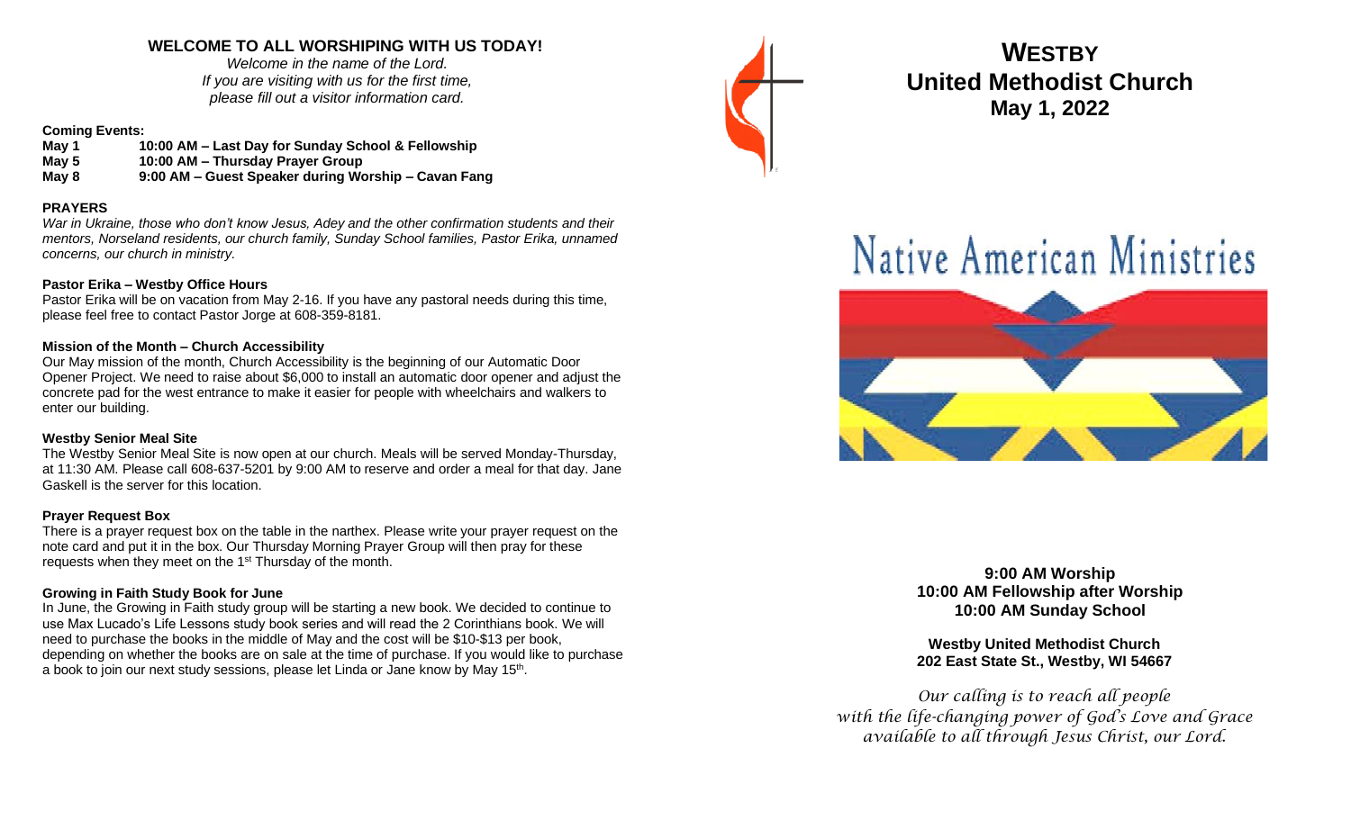## WELCOME TO ALL WORSHIPING WITH US TODAY!

*Welcome in the name of the Lord.*
*If you are visiting with us for the first time,*
*please fill out a visitor information card.*

**Coming Events:**

**May 1** **10:00 AM – Last Day for Sunday School & Fellowship**
**May 5** **10:00 AM – Thursday Prayer Group**
**May 8** **9:00 AM – Guest Speaker during Worship – Cavan Fang**

**PRAYERS**

*War in Ukraine, those who don't know Jesus, Adey and the other confirmation students and their mentors, Norseland residents, our church family, Sunday School families, Pastor Erika, unnamed concerns, our church in ministry.*

**Pastor Erika – Westby Office Hours**

Pastor Erika will be on vacation from May 2-16. If you have any pastoral needs during this time, please feel free to contact Pastor Jorge at 608-359-8181.

**Mission of the Month – Church Accessibility**

Our May mission of the month, Church Accessibility is the beginning of our Automatic Door Opener Project. We need to raise about $6,000 to install an automatic door opener and adjust the concrete pad for the west entrance to make it easier for people with wheelchairs and walkers to enter our building.

**Westby Senior Meal Site**

The Westby Senior Meal Site is now open at our church. Meals will be served Monday-Thursday, at 11:30 AM. Please call 608-637-5201 by 9:00 AM to reserve and order a meal for that day. Jane Gaskell is the server for this location.

**Prayer Request Box**

There is a prayer request box on the table in the narthex. Please write your prayer request on the note card and put it in the box. Our Thursday Morning Prayer Group will then pray for these requests when they meet on the 1st Thursday of the month.

**Growing in Faith Study Book for June**

In June, the Growing in Faith study group will be starting a new book. We decided to continue to use Max Lucado's Life Lessons study book series and will read the 2 Corinthians book. We will need to purchase the books in the middle of May and the cost will be $10-$13 per book, depending on whether the books are on sale at the time of purchase. If you would like to purchase a book to join our next study sessions, please let Linda or Jane know by May 15th.

# WESTBY United Methodist Church
## May 1, 2022

# Native American Ministries

**9:00 AM Worship**
**10:00 AM Fellowship after Worship**
**10:00 AM Sunday School**

**Westby United Methodist Church**
**202 East State St., Westby, WI 54667**

*Our calling is to reach all people*
*with the life-changing power of God's Love and Grace*
*available to all through Jesus Christ, our Lord.*